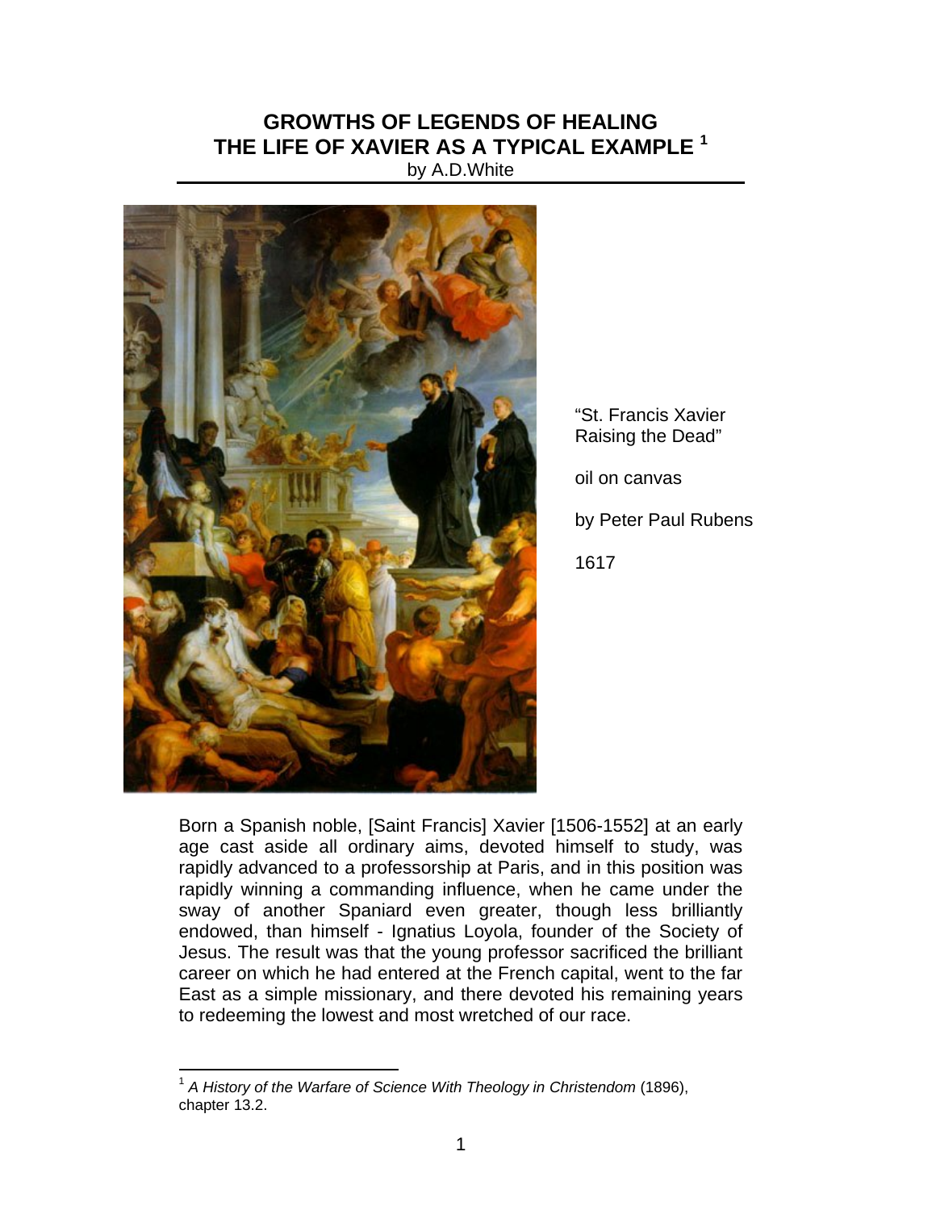# GROWTHS OF LEGENDS OF HEALING
# THE LIFE OF XAVIER AS A TYPICAL EXAMPLE [1]

by A.D.White

"St. Francis Xavier Raising the Dead"

oil on canvas

by Peter Paul Rubens

1617

Born a Spanish noble, [Saint Francis] Xavier [1506-1552] at an early age cast aside all ordinary aims, devoted himself to study, was rapidly advanced to a professorship at Paris, and in this position was rapidly winning a commanding influence, when he came under the sway of another Spaniard even greater, though less brilliantly endowed, than himself - Ignatius Loyola, founder of the Society of Jesus. The result was that the young professor sacrificed the brilliant career on which he had entered at the French capital, went to the far East as a simple missionary, and there devoted his remaining years to redeeming the lowest and most wretched of our race.

---

[1] *A History of the Warfare of Science With Theology in Christendom* (1896), chapter 13.2.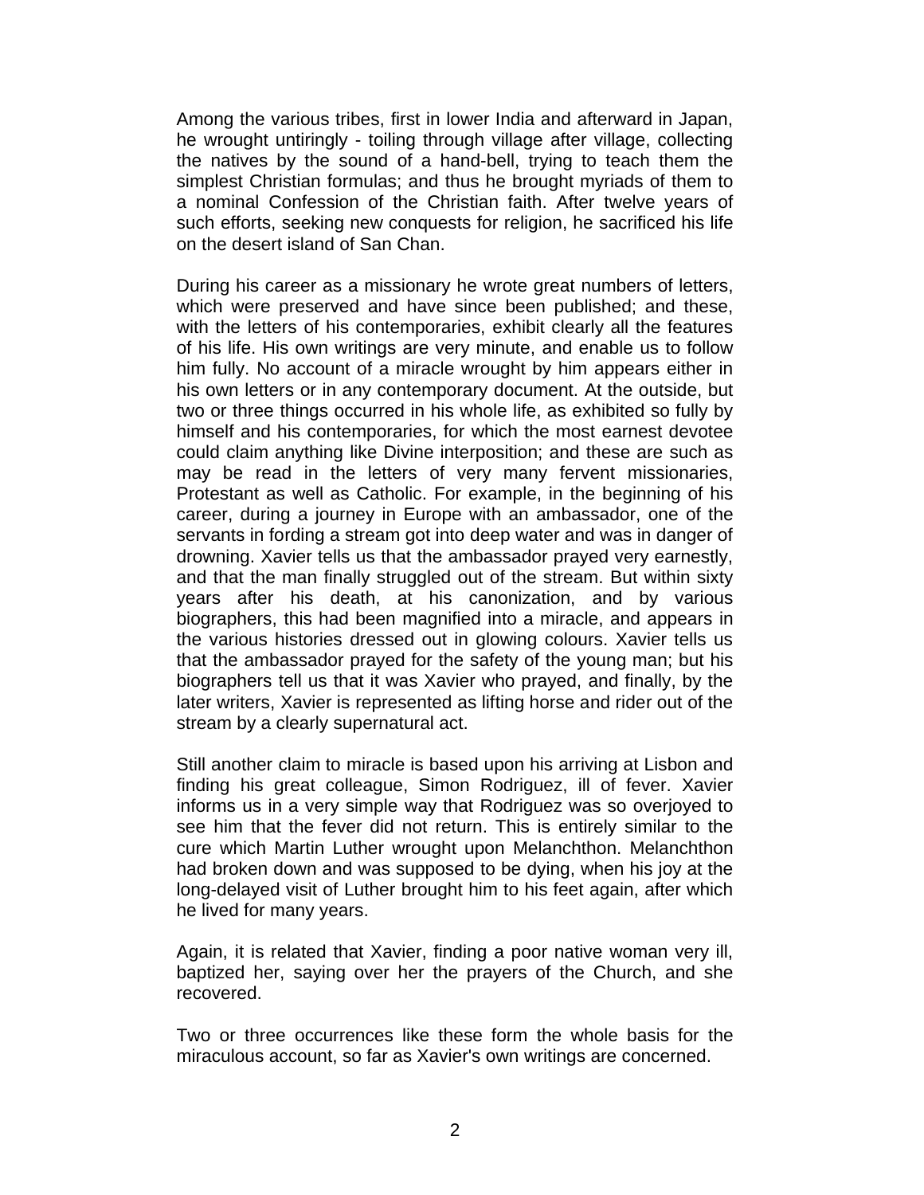Among the various tribes, first in lower India and afterward in Japan, he wrought untiringly - toiling through village after village, collecting the natives by the sound of a hand-bell, trying to teach them the simplest Christian formulas; and thus he brought myriads of them to a nominal Confession of the Christian faith. After twelve years of such efforts, seeking new conquests for religion, he sacrificed his life on the desert island of San Chan.

During his career as a missionary he wrote great numbers of letters, which were preserved and have since been published; and these, with the letters of his contemporaries, exhibit clearly all the features of his life. His own writings are very minute, and enable us to follow him fully. No account of a miracle wrought by him appears either in his own letters or in any contemporary document. At the outside, but two or three things occurred in his whole life, as exhibited so fully by himself and his contemporaries, for which the most earnest devotee could claim anything like Divine interposition; and these are such as may be read in the letters of very many fervent missionaries, Protestant as well as Catholic. For example, in the beginning of his career, during a journey in Europe with an ambassador, one of the servants in fording a stream got into deep water and was in danger of drowning. Xavier tells us that the ambassador prayed very earnestly, and that the man finally struggled out of the stream. But within sixty years after his death, at his canonization, and by various biographers, this had been magnified into a miracle, and appears in the various histories dressed out in glowing colours. Xavier tells us that the ambassador prayed for the safety of the young man; but his biographers tell us that it was Xavier who prayed, and finally, by the later writers, Xavier is represented as lifting horse and rider out of the stream by a clearly supernatural act.

Still another claim to miracle is based upon his arriving at Lisbon and finding his great colleague, Simon Rodriguez, ill of fever. Xavier informs us in a very simple way that Rodriguez was so overjoyed to see him that the fever did not return. This is entirely similar to the cure which Martin Luther wrought upon Melanchthon. Melanchthon had broken down and was supposed to be dying, when his joy at the long-delayed visit of Luther brought him to his feet again, after which he lived for many years.

Again, it is related that Xavier, finding a poor native woman very ill, baptized her, saying over her the prayers of the Church, and she recovered.

Two or three occurrences like these form the whole basis for the miraculous account, so far as Xavier's own writings are concerned.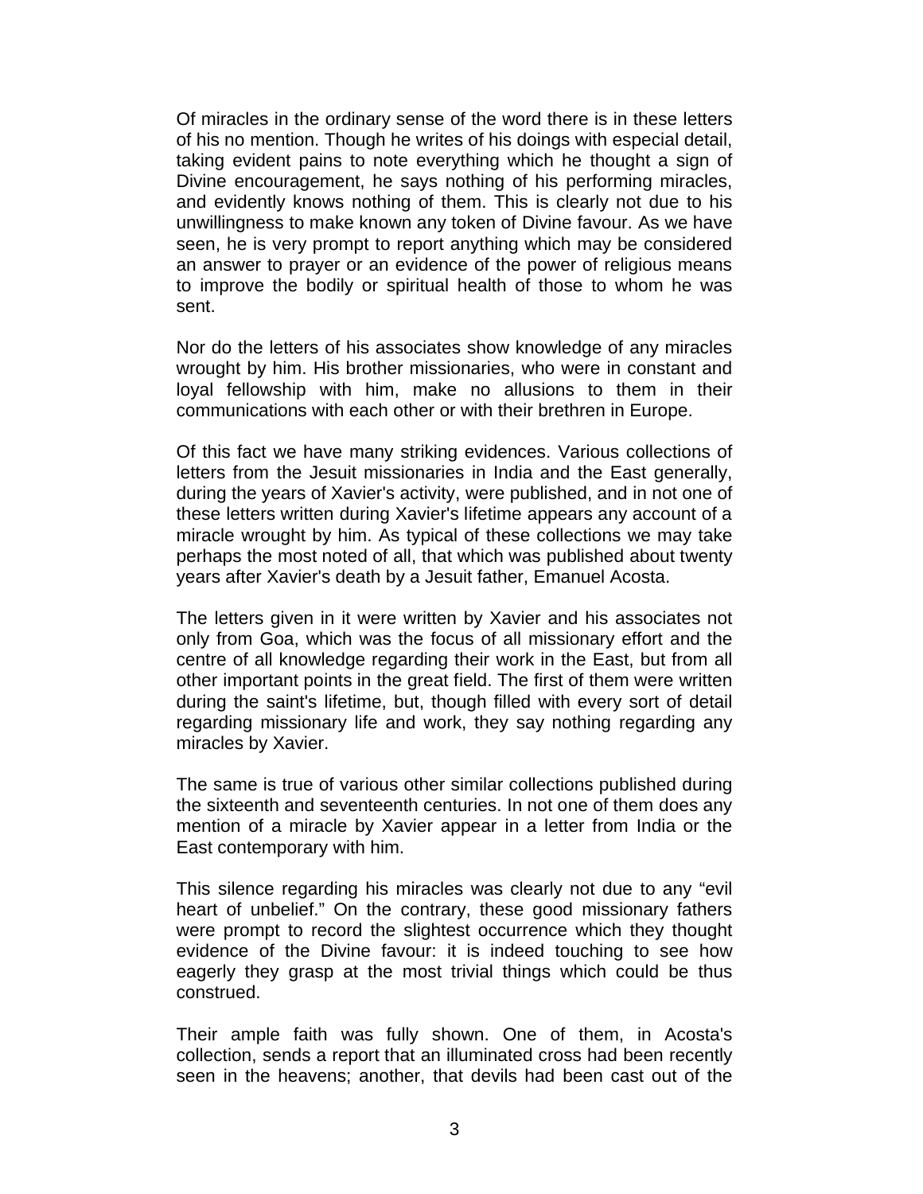Of miracles in the ordinary sense of the word there is in these letters of his no mention. Though he writes of his doings with especial detail, taking evident pains to note everything which he thought a sign of Divine encouragement, he says nothing of his performing miracles, and evidently knows nothing of them. This is clearly not due to his unwillingness to make known any token of Divine favour. As we have seen, he is very prompt to report anything which may be considered an answer to prayer or an evidence of the power of religious means to improve the bodily or spiritual health of those to whom he was sent.

Nor do the letters of his associates show knowledge of any miracles wrought by him. His brother missionaries, who were in constant and loyal fellowship with him, make no allusions to them in their communications with each other or with their brethren in Europe.

Of this fact we have many striking evidences. Various collections of letters from the Jesuit missionaries in India and the East generally, during the years of Xavier's activity, were published, and in not one of these letters written during Xavier's lifetime appears any account of a miracle wrought by him. As typical of these collections we may take perhaps the most noted of all, that which was published about twenty years after Xavier's death by a Jesuit father, Emanuel Acosta.

The letters given in it were written by Xavier and his associates not only from Goa, which was the focus of all missionary effort and the centre of all knowledge regarding their work in the East, but from all other important points in the great field. The first of them were written during the saint's lifetime, but, though filled with every sort of detail regarding missionary life and work, they say nothing regarding any miracles by Xavier.

The same is true of various other similar collections published during the sixteenth and seventeenth centuries. In not one of them does any mention of a miracle by Xavier appear in a letter from India or the East contemporary with him.

This silence regarding his miracles was clearly not due to any “evil heart of unbelief.” On the contrary, these good missionary fathers were prompt to record the slightest occurrence which they thought evidence of the Divine favour: it is indeed touching to see how eagerly they grasp at the most trivial things which could be thus construed.

Their ample faith was fully shown. One of them, in Acosta's collection, sends a report that an illuminated cross had been recently seen in the heavens; another, that devils had been cast out of the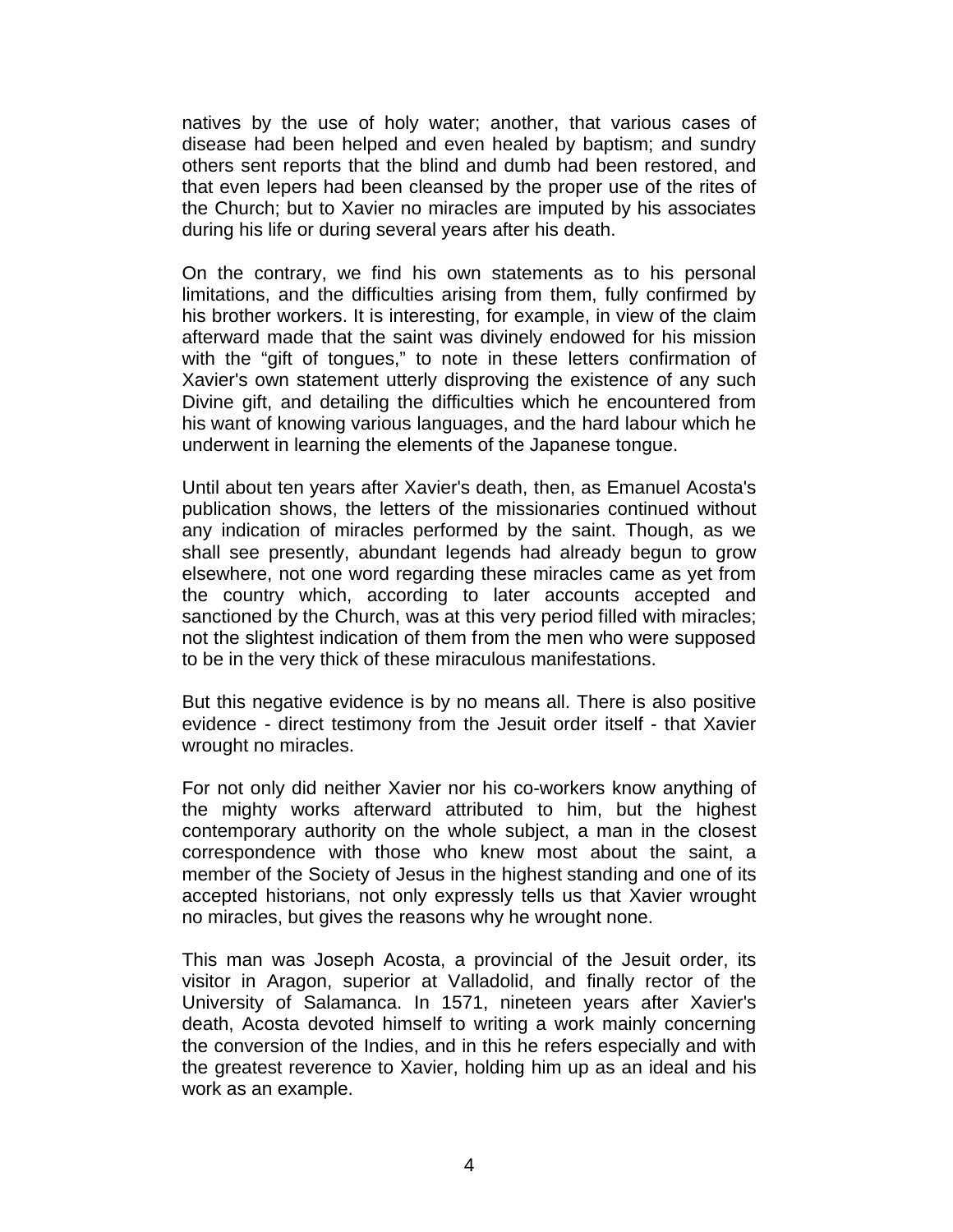natives by the use of holy water; another, that various cases of disease had been helped and even healed by baptism; and sundry others sent reports that the blind and dumb had been restored, and that even lepers had been cleansed by the proper use of the rites of the Church; but to Xavier no miracles are imputed by his associates during his life or during several years after his death.

On the contrary, we find his own statements as to his personal limitations, and the difficulties arising from them, fully confirmed by his brother workers. It is interesting, for example, in view of the claim afterward made that the saint was divinely endowed for his mission with the “gift of tongues,” to note in these letters confirmation of Xavier's own statement utterly disproving the existence of any such Divine gift, and detailing the difficulties which he encountered from his want of knowing various languages, and the hard labour which he underwent in learning the elements of the Japanese tongue.

Until about ten years after Xavier's death, then, as Emanuel Acosta's publication shows, the letters of the missionaries continued without any indication of miracles performed by the saint. Though, as we shall see presently, abundant legends had already begun to grow elsewhere, not one word regarding these miracles came as yet from the country which, according to later accounts accepted and sanctioned by the Church, was at this very period filled with miracles; not the slightest indication of them from the men who were supposed to be in the very thick of these miraculous manifestations.

But this negative evidence is by no means all. There is also positive evidence - direct testimony from the Jesuit order itself - that Xavier wrought no miracles.

For not only did neither Xavier nor his co-workers know anything of the mighty works afterward attributed to him, but the highest contemporary authority on the whole subject, a man in the closest correspondence with those who knew most about the saint, a member of the Society of Jesus in the highest standing and one of its accepted historians, not only expressly tells us that Xavier wrought no miracles, but gives the reasons why he wrought none.

This man was Joseph Acosta, a provincial of the Jesuit order, its visitor in Aragon, superior at Valladolid, and finally rector of the University of Salamanca. In 1571, nineteen years after Xavier's death, Acosta devoted himself to writing a work mainly concerning the conversion of the Indies, and in this he refers especially and with the greatest reverence to Xavier, holding him up as an ideal and his work as an example.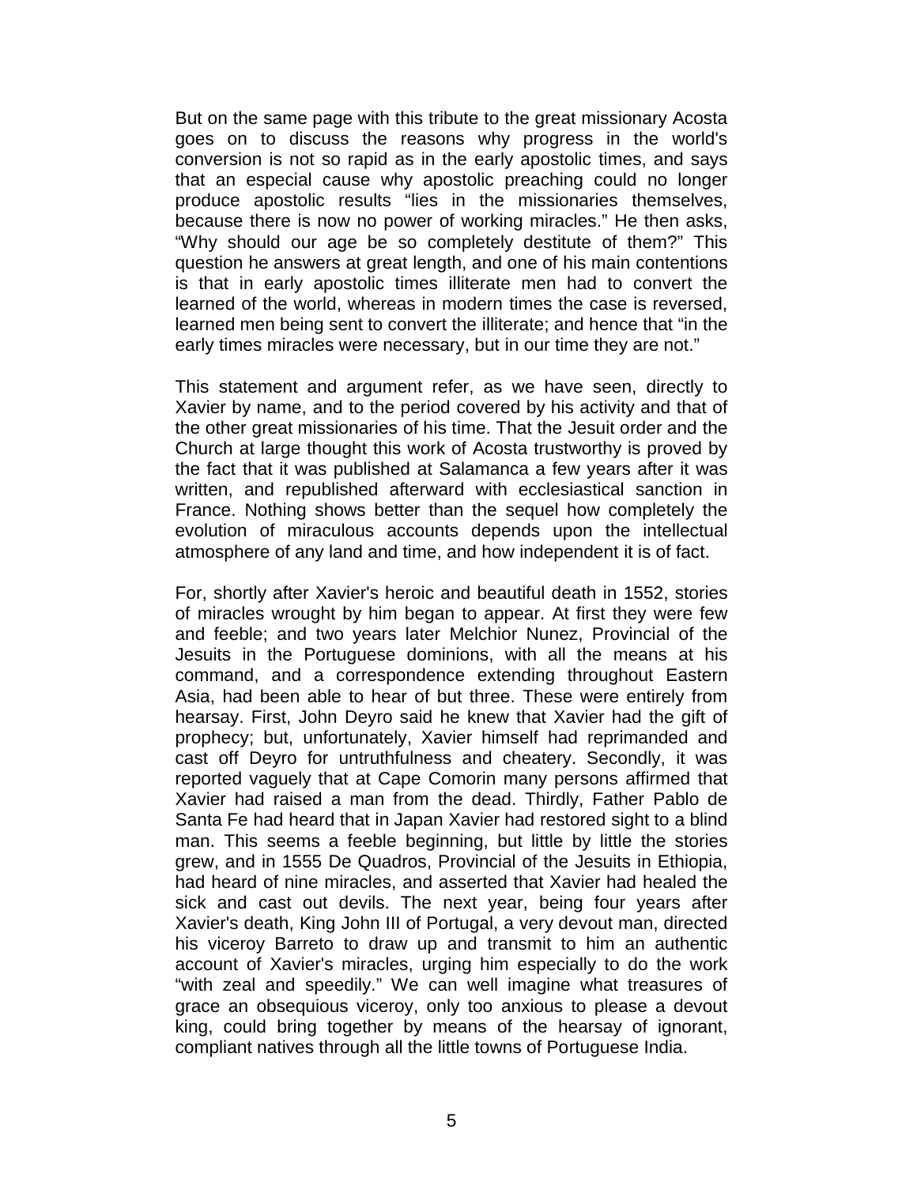But on the same page with this tribute to the great missionary Acosta goes on to discuss the reasons why progress in the world's conversion is not so rapid as in the early apostolic times, and says that an especial cause why apostolic preaching could no longer produce apostolic results "lies in the missionaries themselves, because there is now no power of working miracles." He then asks, "Why should our age be so completely destitute of them?" This question he answers at great length, and one of his main contentions is that in early apostolic times illiterate men had to convert the learned of the world, whereas in modern times the case is reversed, learned men being sent to convert the illiterate; and hence that "in the early times miracles were necessary, but in our time they are not."

This statement and argument refer, as we have seen, directly to Xavier by name, and to the period covered by his activity and that of the other great missionaries of his time. That the Jesuit order and the Church at large thought this work of Acosta trustworthy is proved by the fact that it was published at Salamanca a few years after it was written, and republished afterward with ecclesiastical sanction in France. Nothing shows better than the sequel how completely the evolution of miraculous accounts depends upon the intellectual atmosphere of any land and time, and how independent it is of fact.

For, shortly after Xavier's heroic and beautiful death in 1552, stories of miracles wrought by him began to appear. At first they were few and feeble; and two years later Melchior Nunez, Provincial of the Jesuits in the Portuguese dominions, with all the means at his command, and a correspondence extending throughout Eastern Asia, had been able to hear of but three. These were entirely from hearsay. First, John Deyro said he knew that Xavier had the gift of prophecy; but, unfortunately, Xavier himself had reprimanded and cast off Deyro for untruthfulness and cheatery. Secondly, it was reported vaguely that at Cape Comorin many persons affirmed that Xavier had raised a man from the dead. Thirdly, Father Pablo de Santa Fe had heard that in Japan Xavier had restored sight to a blind man. This seems a feeble beginning, but little by little the stories grew, and in 1555 De Quadros, Provincial of the Jesuits in Ethiopia, had heard of nine miracles, and asserted that Xavier had healed the sick and cast out devils. The next year, being four years after Xavier's death, King John III of Portugal, a very devout man, directed his viceroy Barreto to draw up and transmit to him an authentic account of Xavier's miracles, urging him especially to do the work "with zeal and speedily." We can well imagine what treasures of grace an obsequious viceroy, only too anxious to please a devout king, could bring together by means of the hearsay of ignorant, compliant natives through all the little towns of Portuguese India.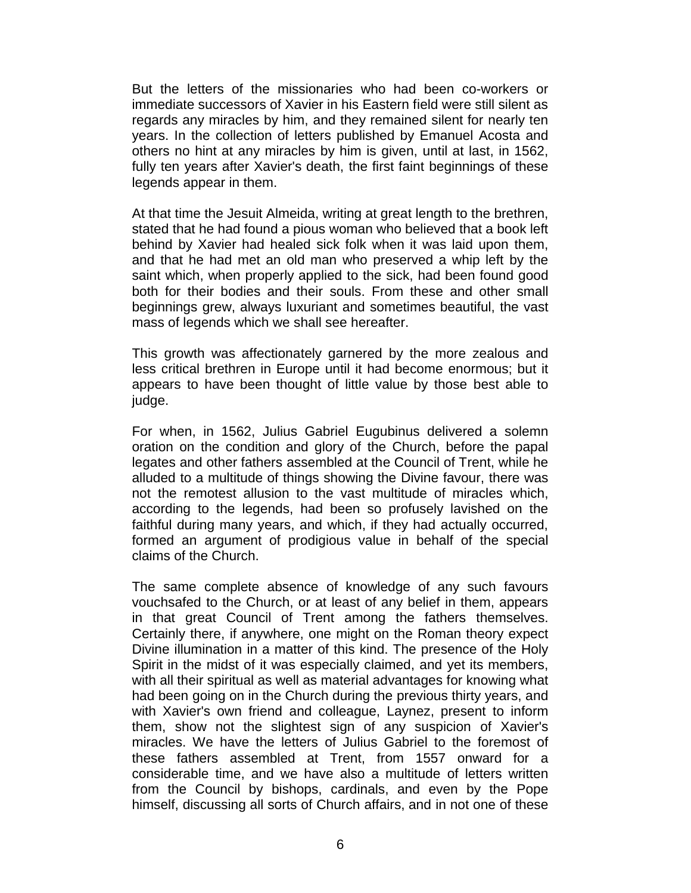But the letters of the missionaries who had been co-workers or immediate successors of Xavier in his Eastern field were still silent as regards any miracles by him, and they remained silent for nearly ten years. In the collection of letters published by Emanuel Acosta and others no hint at any miracles by him is given, until at last, in 1562, fully ten years after Xavier's death, the first faint beginnings of these legends appear in them.

At that time the Jesuit Almeida, writing at great length to the brethren, stated that he had found a pious woman who believed that a book left behind by Xavier had healed sick folk when it was laid upon them, and that he had met an old man who preserved a whip left by the saint which, when properly applied to the sick, had been found good both for their bodies and their souls. From these and other small beginnings grew, always luxuriant and sometimes beautiful, the vast mass of legends which we shall see hereafter.

This growth was affectionately garnered by the more zealous and less critical brethren in Europe until it had become enormous; but it appears to have been thought of little value by those best able to judge.

For when, in 1562, Julius Gabriel Eugubinus delivered a solemn oration on the condition and glory of the Church, before the papal legates and other fathers assembled at the Council of Trent, while he alluded to a multitude of things showing the Divine favour, there was not the remotest allusion to the vast multitude of miracles which, according to the legends, had been so profusely lavished on the faithful during many years, and which, if they had actually occurred, formed an argument of prodigious value in behalf of the special claims of the Church.

The same complete absence of knowledge of any such favours vouchsafed to the Church, or at least of any belief in them, appears in that great Council of Trent among the fathers themselves. Certainly there, if anywhere, one might on the Roman theory expect Divine illumination in a matter of this kind. The presence of the Holy Spirit in the midst of it was especially claimed, and yet its members, with all their spiritual as well as material advantages for knowing what had been going on in the Church during the previous thirty years, and with Xavier's own friend and colleague, Laynez, present to inform them, show not the slightest sign of any suspicion of Xavier's miracles. We have the letters of Julius Gabriel to the foremost of these fathers assembled at Trent, from 1557 onward for a considerable time, and we have also a multitude of letters written from the Council by bishops, cardinals, and even by the Pope himself, discussing all sorts of Church affairs, and in not one of these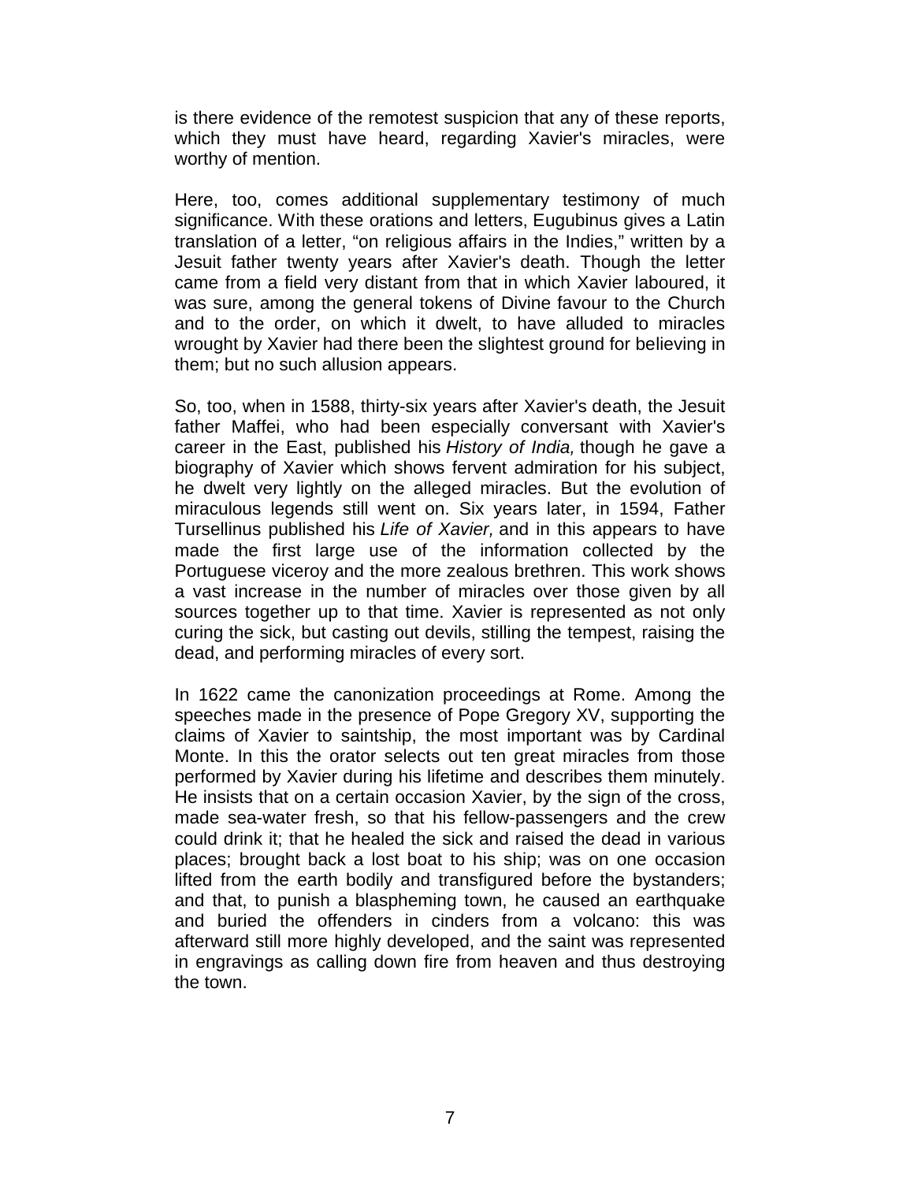is there evidence of the remotest suspicion that any of these reports, which they must have heard, regarding Xavier's miracles, were worthy of mention.

Here, too, comes additional supplementary testimony of much significance. With these orations and letters, Eugubinus gives a Latin translation of a letter, "on religious affairs in the Indies," written by a Jesuit father twenty years after Xavier's death. Though the letter came from a field very distant from that in which Xavier laboured, it was sure, among the general tokens of Divine favour to the Church and to the order, on which it dwelt, to have alluded to miracles wrought by Xavier had there been the slightest ground for believing in them; but no such allusion appears.

So, too, when in 1588, thirty-six years after Xavier's death, the Jesuit father Maffei, who had been especially conversant with Xavier's career in the East, published his *History of India,* though he gave a biography of Xavier which shows fervent admiration for his subject, he dwelt very lightly on the alleged miracles. But the evolution of miraculous legends still went on. Six years later, in 1594, Father Tursellinus published his *Life of Xavier,* and in this appears to have made the first large use of the information collected by the Portuguese viceroy and the more zealous brethren. This work shows a vast increase in the number of miracles over those given by all sources together up to that time. Xavier is represented as not only curing the sick, but casting out devils, stilling the tempest, raising the dead, and performing miracles of every sort.

In 1622 came the canonization proceedings at Rome. Among the speeches made in the presence of Pope Gregory XV, supporting the claims of Xavier to saintship, the most important was by Cardinal Monte. In this the orator selects out ten great miracles from those performed by Xavier during his lifetime and describes them minutely. He insists that on a certain occasion Xavier, by the sign of the cross, made sea-water fresh, so that his fellow-passengers and the crew could drink it; that he healed the sick and raised the dead in various places; brought back a lost boat to his ship; was on one occasion lifted from the earth bodily and transfigured before the bystanders; and that, to punish a blaspheming town, he caused an earthquake and buried the offenders in cinders from a volcano: this was afterward still more highly developed, and the saint was represented in engravings as calling down fire from heaven and thus destroying the town.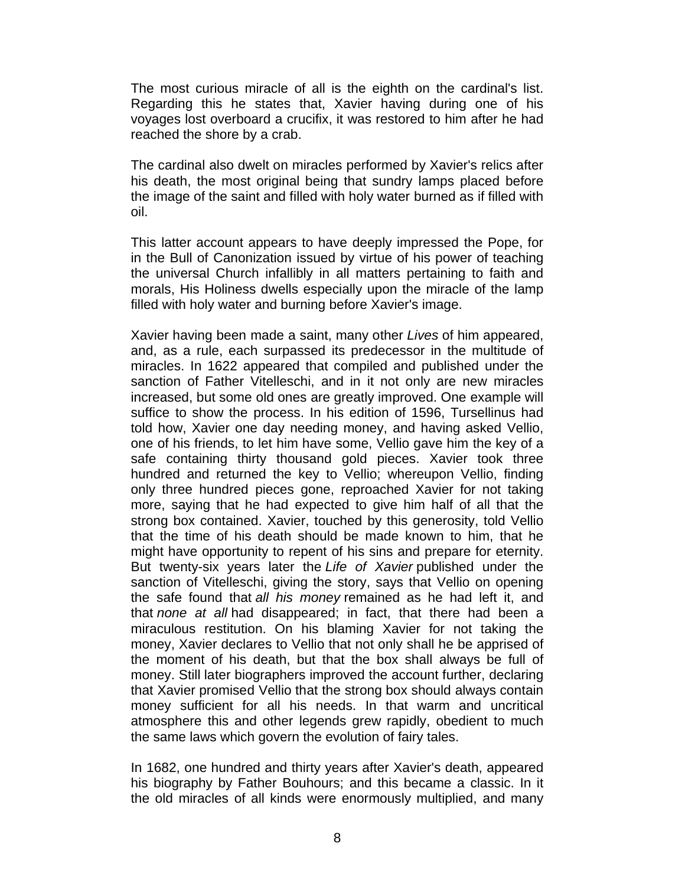The most curious miracle of all is the eighth on the cardinal's list. Regarding this he states that, Xavier having during one of his voyages lost overboard a crucifix, it was restored to him after he had reached the shore by a crab.

The cardinal also dwelt on miracles performed by Xavier's relics after his death, the most original being that sundry lamps placed before the image of the saint and filled with holy water burned as if filled with oil.

This latter account appears to have deeply impressed the Pope, for in the Bull of Canonization issued by virtue of his power of teaching the universal Church infallibly in all matters pertaining to faith and morals, His Holiness dwells especially upon the miracle of the lamp filled with holy water and burning before Xavier's image.

Xavier having been made a saint, many other *Lives* of him appeared, and, as a rule, each surpassed its predecessor in the multitude of miracles. In 1622 appeared that compiled and published under the sanction of Father Vitelleschi, and in it not only are new miracles increased, but some old ones are greatly improved. One example will suffice to show the process. In his edition of 1596, Tursellinus had told how, Xavier one day needing money, and having asked Vellio, one of his friends, to let him have some, Vellio gave him the key of a safe containing thirty thousand gold pieces. Xavier took three hundred and returned the key to Vellio; whereupon Vellio, finding only three hundred pieces gone, reproached Xavier for not taking more, saying that he had expected to give him half of all that the strong box contained. Xavier, touched by this generosity, told Vellio that the time of his death should be made known to him, that he might have opportunity to repent of his sins and prepare for eternity. But twenty-six years later the *Life of Xavier* published under the sanction of Vitelleschi, giving the story, says that Vellio on opening the safe found that *all his money* remained as he had left it, and that *none at all* had disappeared; in fact, that there had been a miraculous restitution. On his blaming Xavier for not taking the money, Xavier declares to Vellio that not only shall he be apprised of the moment of his death, but that the box shall always be full of money. Still later biographers improved the account further, declaring that Xavier promised Vellio that the strong box should always contain money sufficient for all his needs. In that warm and uncritical atmosphere this and other legends grew rapidly, obedient to much the same laws which govern the evolution of fairy tales.

In 1682, one hundred and thirty years after Xavier's death, appeared his biography by Father Bouhours; and this became a classic. In it the old miracles of all kinds were enormously multiplied, and many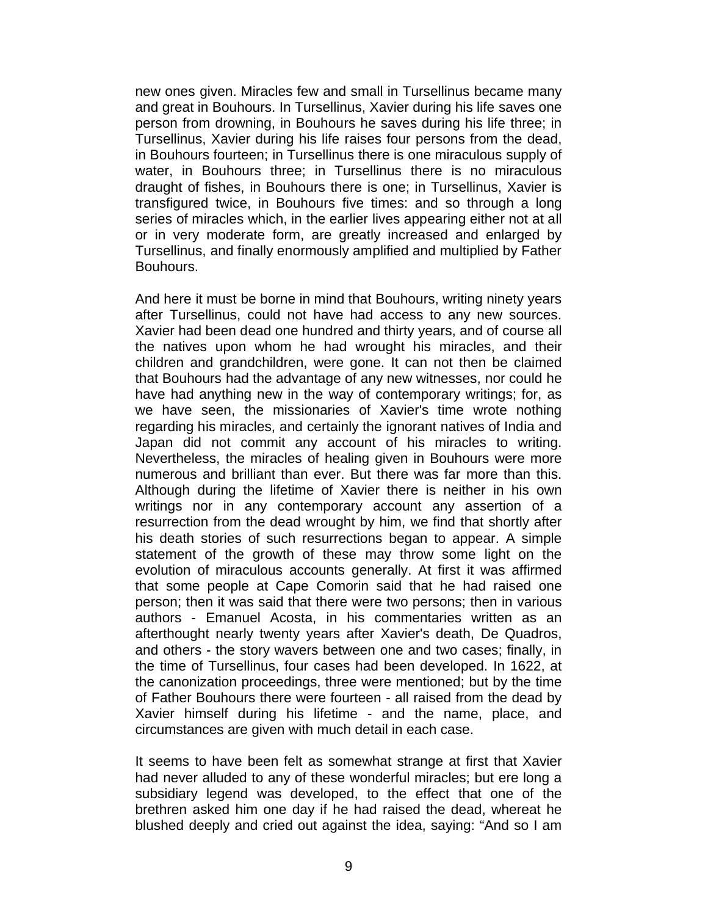new ones given. Miracles few and small in Tursellinus became many and great in Bouhours. In Tursellinus, Xavier during his life saves one person from drowning, in Bouhours he saves during his life three; in Tursellinus, Xavier during his life raises four persons from the dead, in Bouhours fourteen; in Tursellinus there is one miraculous supply of water, in Bouhours three; in Tursellinus there is no miraculous draught of fishes, in Bouhours there is one; in Tursellinus, Xavier is transfigured twice, in Bouhours five times: and so through a long series of miracles which, in the earlier lives appearing either not at all or in very moderate form, are greatly increased and enlarged by Tursellinus, and finally enormously amplified and multiplied by Father Bouhours.

And here it must be borne in mind that Bouhours, writing ninety years after Tursellinus, could not have had access to any new sources. Xavier had been dead one hundred and thirty years, and of course all the natives upon whom he had wrought his miracles, and their children and grandchildren, were gone. It can not then be claimed that Bouhours had the advantage of any new witnesses, nor could he have had anything new in the way of contemporary writings; for, as we have seen, the missionaries of Xavier's time wrote nothing regarding his miracles, and certainly the ignorant natives of India and Japan did not commit any account of his miracles to writing. Nevertheless, the miracles of healing given in Bouhours were more numerous and brilliant than ever. But there was far more than this. Although during the lifetime of Xavier there is neither in his own writings nor in any contemporary account any assertion of a resurrection from the dead wrought by him, we find that shortly after his death stories of such resurrections began to appear. A simple statement of the growth of these may throw some light on the evolution of miraculous accounts generally. At first it was affirmed that some people at Cape Comorin said that he had raised one person; then it was said that there were two persons; then in various authors - Emanuel Acosta, in his commentaries written as an afterthought nearly twenty years after Xavier's death, De Quadros, and others - the story wavers between one and two cases; finally, in the time of Tursellinus, four cases had been developed. In 1622, at the canonization proceedings, three were mentioned; but by the time of Father Bouhours there were fourteen - all raised from the dead by Xavier himself during his lifetime - and the name, place, and circumstances are given with much detail in each case.

It seems to have been felt as somewhat strange at first that Xavier had never alluded to any of these wonderful miracles; but ere long a subsidiary legend was developed, to the effect that one of the brethren asked him one day if he had raised the dead, whereat he blushed deeply and cried out against the idea, saying: "And so I am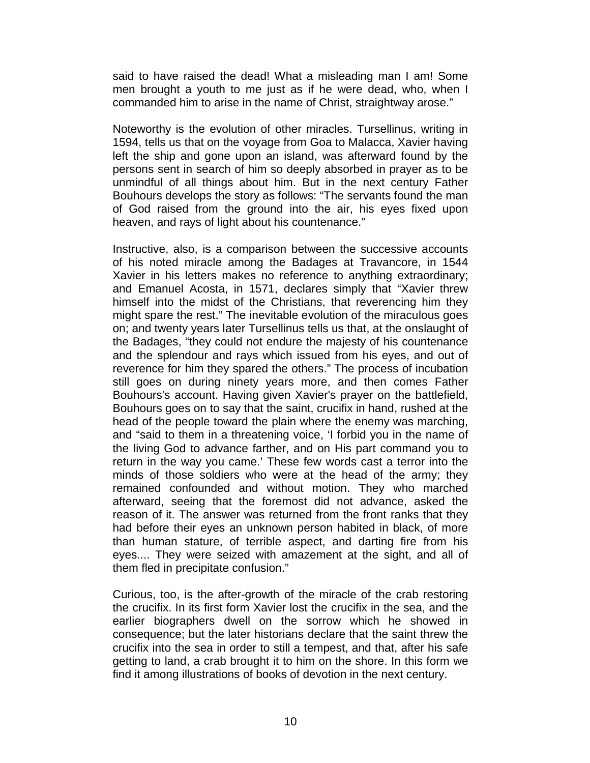said to have raised the dead! What a misleading man I am! Some men brought a youth to me just as if he were dead, who, when I commanded him to arise in the name of Christ, straightway arose."

Noteworthy is the evolution of other miracles. Tursellinus, writing in 1594, tells us that on the voyage from Goa to Malacca, Xavier having left the ship and gone upon an island, was afterward found by the persons sent in search of him so deeply absorbed in prayer as to be unmindful of all things about him. But in the next century Father Bouhours develops the story as follows: "The servants found the man of God raised from the ground into the air, his eyes fixed upon heaven, and rays of light about his countenance."

Instructive, also, is a comparison between the successive accounts of his noted miracle among the Badages at Travancore, in 1544 Xavier in his letters makes no reference to anything extraordinary; and Emanuel Acosta, in 1571, declares simply that "Xavier threw himself into the midst of the Christians, that reverencing him they might spare the rest." The inevitable evolution of the miraculous goes on; and twenty years later Tursellinus tells us that, at the onslaught of the Badages, "they could not endure the majesty of his countenance and the splendour and rays which issued from his eyes, and out of reverence for him they spared the others." The process of incubation still goes on during ninety years more, and then comes Father Bouhours's account. Having given Xavier's prayer on the battlefield, Bouhours goes on to say that the saint, crucifix in hand, rushed at the head of the people toward the plain where the enemy was marching, and "said to them in a threatening voice, 'I forbid you in the name of the living God to advance farther, and on His part command you to return in the way you came.' These few words cast a terror into the minds of those soldiers who were at the head of the army; they remained confounded and without motion. They who marched afterward, seeing that the foremost did not advance, asked the reason of it. The answer was returned from the front ranks that they had before their eyes an unknown person habited in black, of more than human stature, of terrible aspect, and darting fire from his eyes.... They were seized with amazement at the sight, and all of them fled in precipitate confusion."

Curious, too, is the after-growth of the miracle of the crab restoring the crucifix. In its first form Xavier lost the crucifix in the sea, and the earlier biographers dwell on the sorrow which he showed in consequence; but the later historians declare that the saint threw the crucifix into the sea in order to still a tempest, and that, after his safe getting to land, a crab brought it to him on the shore. In this form we find it among illustrations of books of devotion in the next century.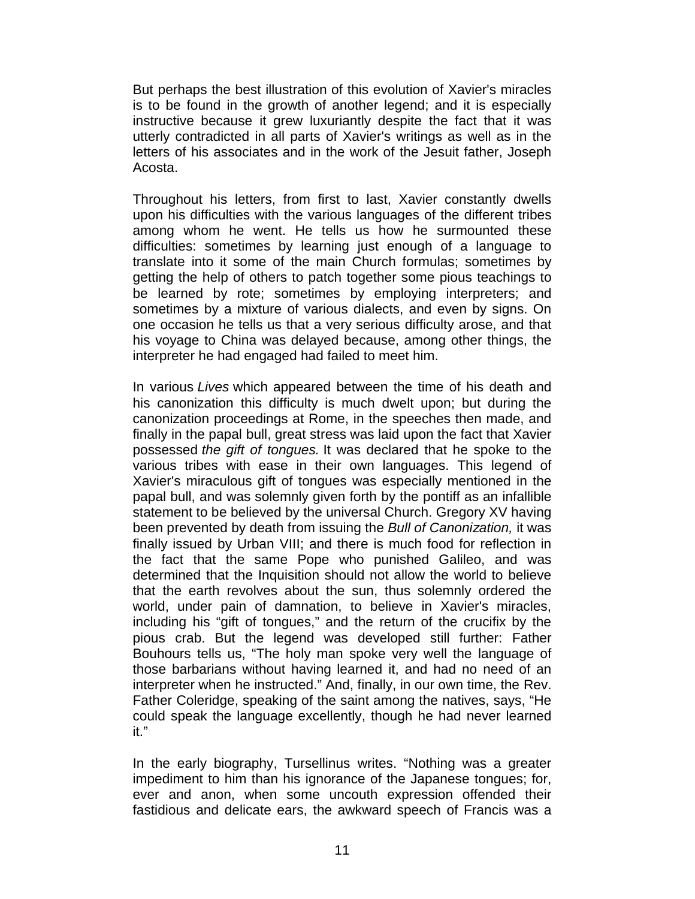But perhaps the best illustration of this evolution of Xavier's miracles is to be found in the growth of another legend; and it is especially instructive because it grew luxuriantly despite the fact that it was utterly contradicted in all parts of Xavier's writings as well as in the letters of his associates and in the work of the Jesuit father, Joseph Acosta.

Throughout his letters, from first to last, Xavier constantly dwells upon his difficulties with the various languages of the different tribes among whom he went. He tells us how he surmounted these difficulties: sometimes by learning just enough of a language to translate into it some of the main Church formulas; sometimes by getting the help of others to patch together some pious teachings to be learned by rote; sometimes by employing interpreters; and sometimes by a mixture of various dialects, and even by signs. On one occasion he tells us that a very serious difficulty arose, and that his voyage to China was delayed because, among other things, the interpreter he had engaged had failed to meet him.

In various *Lives* which appeared between the time of his death and his canonization this difficulty is much dwelt upon; but during the canonization proceedings at Rome, in the speeches then made, and finally in the papal bull, great stress was laid upon the fact that Xavier possessed *the gift of tongues.* It was declared that he spoke to the various tribes with ease in their own languages. This legend of Xavier's miraculous gift of tongues was especially mentioned in the papal bull, and was solemnly given forth by the pontiff as an infallible statement to be believed by the universal Church. Gregory XV having been prevented by death from issuing the *Bull of Canonization,* it was finally issued by Urban VIII; and there is much food for reflection in the fact that the same Pope who punished Galileo, and was determined that the Inquisition should not allow the world to believe that the earth revolves about the sun, thus solemnly ordered the world, under pain of damnation, to believe in Xavier's miracles, including his "gift of tongues," and the return of the crucifix by the pious crab. But the legend was developed still further: Father Bouhours tells us, "The holy man spoke very well the language of those barbarians without having learned it, and had no need of an interpreter when he instructed." And, finally, in our own time, the Rev. Father Coleridge, speaking of the saint among the natives, says, "He could speak the language excellently, though he had never learned it."

In the early biography, Tursellinus writes. "Nothing was a greater impediment to him than his ignorance of the Japanese tongues; for, ever and anon, when some uncouth expression offended their fastidious and delicate ears, the awkward speech of Francis was a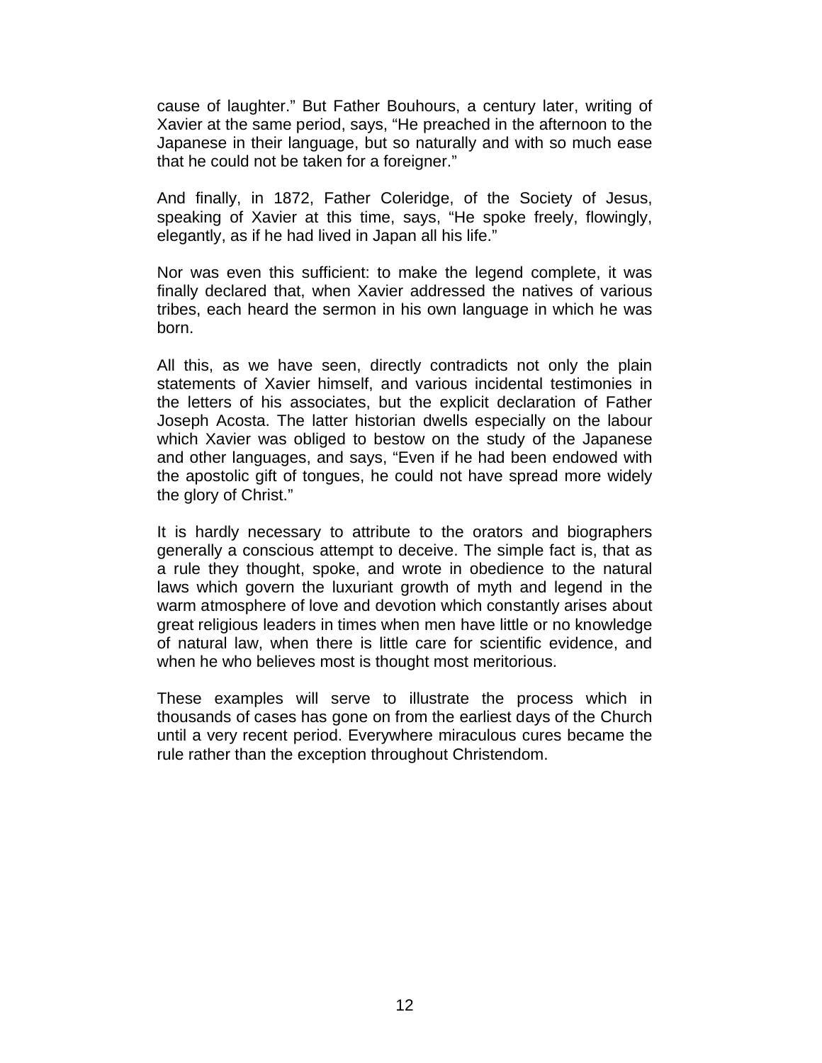cause of laughter." But Father Bouhours, a century later, writing of Xavier at the same period, says, "He preached in the afternoon to the Japanese in their language, but so naturally and with so much ease that he could not be taken for a foreigner."

And finally, in 1872, Father Coleridge, of the Society of Jesus, speaking of Xavier at this time, says, "He spoke freely, flowingly, elegantly, as if he had lived in Japan all his life."

Nor was even this sufficient: to make the legend complete, it was finally declared that, when Xavier addressed the natives of various tribes, each heard the sermon in his own language in which he was born.

All this, as we have seen, directly contradicts not only the plain statements of Xavier himself, and various incidental testimonies in the letters of his associates, but the explicit declaration of Father Joseph Acosta. The latter historian dwells especially on the labour which Xavier was obliged to bestow on the study of the Japanese and other languages, and says, "Even if he had been endowed with the apostolic gift of tongues, he could not have spread more widely the glory of Christ."

It is hardly necessary to attribute to the orators and biographers generally a conscious attempt to deceive. The simple fact is, that as a rule they thought, spoke, and wrote in obedience to the natural laws which govern the luxuriant growth of myth and legend in the warm atmosphere of love and devotion which constantly arises about great religious leaders in times when men have little or no knowledge of natural law, when there is little care for scientific evidence, and when he who believes most is thought most meritorious.

These examples will serve to illustrate the process which in thousands of cases has gone on from the earliest days of the Church until a very recent period. Everywhere miraculous cures became the rule rather than the exception throughout Christendom.